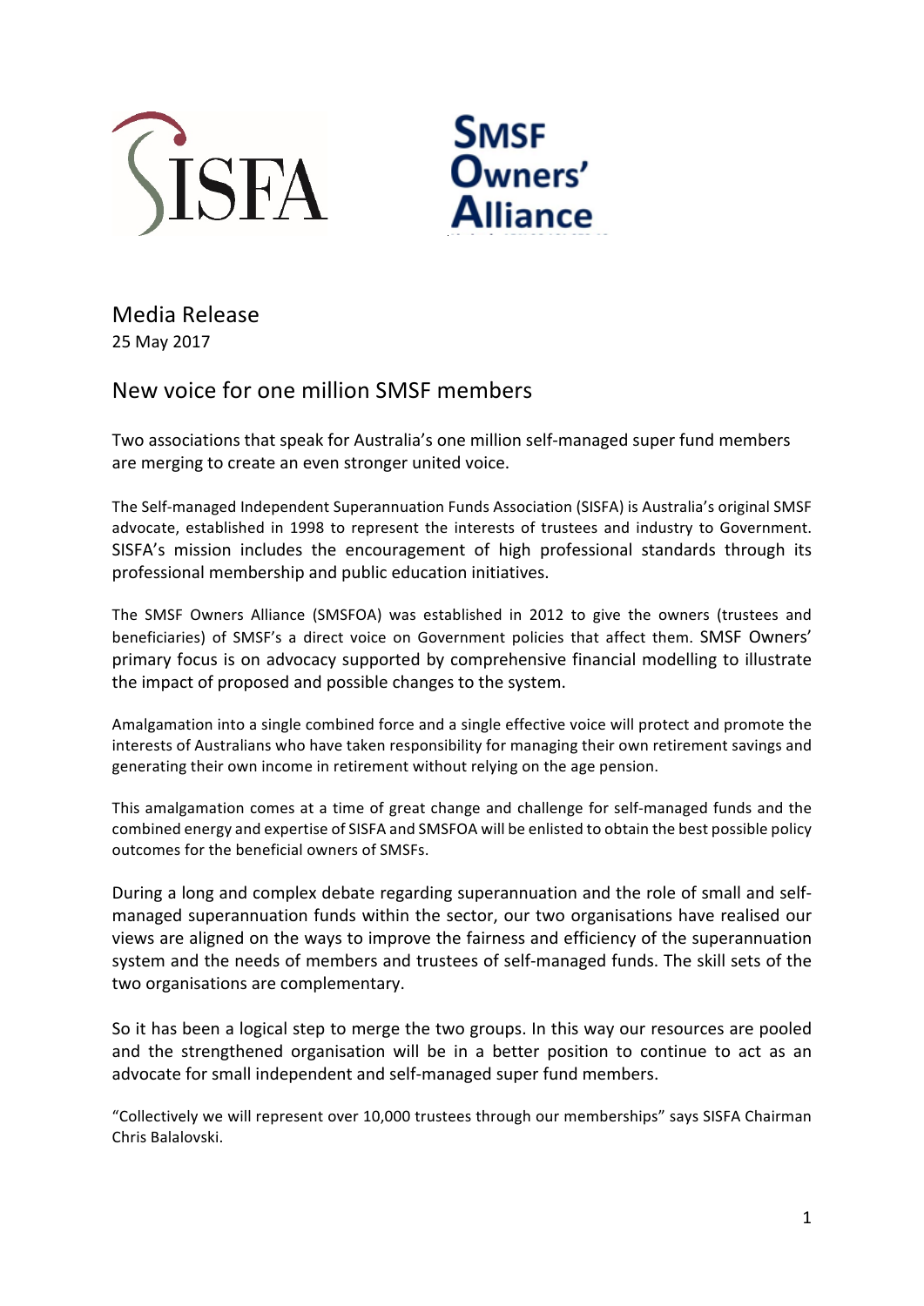SISFA

SMSF Owners' Alliance

Media Release
25 May 2017

# New voice for one million SMSF members

Two associations that speak for Australia's one million self-managed super fund members are merging to create an even stronger united voice.

The Self-managed Independent Superannuation Funds Association (SISFA) is Australia's original SMSF advocate, established in 1998 to represent the interests of trustees and industry to Government. SISFA's mission includes the encouragement of high professional standards through its professional membership and public education initiatives.

The SMSF Owners Alliance (SMSFOA) was established in 2012 to give the owners (trustees and beneficiaries) of SMSF's a direct voice on Government policies that affect them. SMSF Owners' primary focus is on advocacy supported by comprehensive financial modelling to illustrate the impact of proposed and possible changes to the system.

Amalgamation into a single combined force and a single effective voice will protect and promote the interests of Australians who have taken responsibility for managing their own retirement savings and generating their own income in retirement without relying on the age pension.

This amalgamation comes at a time of great change and challenge for self-managed funds and the combined energy and expertise of SISFA and SMSFOA will be enlisted to obtain the best possible policy outcomes for the beneficial owners of SMSFs.

During a long and complex debate regarding superannuation and the role of small and self-managed superannuation funds within the sector, our two organisations have realised our views are aligned on the ways to improve the fairness and efficiency of the superannuation system and the needs of members and trustees of self-managed funds. The skill sets of the two organisations are complementary.

So it has been a logical step to merge the two groups. In this way our resources are pooled and the strengthened organisation will be in a better position to continue to act as an advocate for small independent and self-managed super fund members.

"Collectively we will represent over 10,000 trustees through our memberships" says SISFA Chairman Chris Balalovski.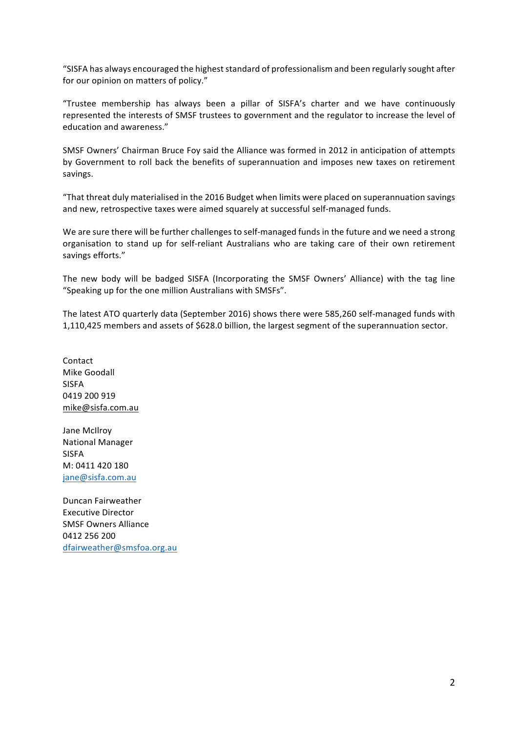"SISFA has always encouraged the highest standard of professionalism and been regularly sought after for our opinion on matters of policy."

"Trustee membership has always been a pillar of SISFA's charter and we have continuously represented the interests of SMSF trustees to government and the regulator to increase the level of education and awareness."

SMSF Owners' Chairman Bruce Foy said the Alliance was formed in 2012 in anticipation of attempts by Government to roll back the benefits of superannuation and imposes new taxes on retirement savings.

"That threat duly materialised in the 2016 Budget when limits were placed on superannuation savings and new, retrospective taxes were aimed squarely at successful self-managed funds.

We are sure there will be further challenges to self-managed funds in the future and we need a strong organisation to stand up for self-reliant Australians who are taking care of their own retirement savings efforts."

The new body will be badged SISFA (Incorporating the SMSF Owners' Alliance) with the tag line "Speaking up for the one million Australians with SMSFs".

The latest ATO quarterly data (September 2016) shows there were 585,260 self-managed funds with 1,110,425 members and assets of $628.0 billion, the largest segment of the superannuation sector.

Contact  
Mike Goodall  
SISFA  
0419 200 919  
mike@sisfa.com.au

Jane McIlroy  
National Manager  
SISFA  
M: 0411 420 180  
jane@sisfa.com.au

Duncan Fairweather  
Executive Director  
SMSF Owners Alliance  
0412 256 200  
dfairweather@smsfoa.org.au